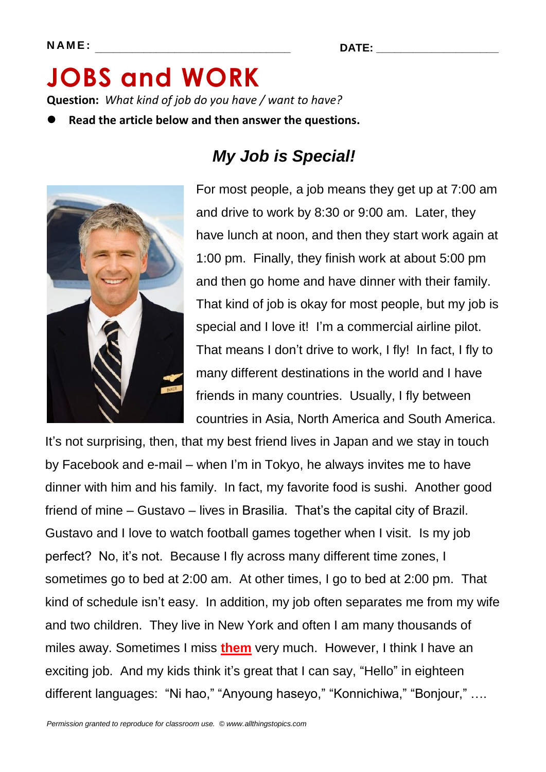**NAME:** ______________________________ **DATE:** ____________________

# JOBS and WORK

**Question:** *What kind of job do you have / want to have?*

- **Read the article below and then answer the questions.**

## *My Job is Special!*

For most people, a job means they get up at 7:00 am and drive to work by 8:30 or 9:00 am. Later, they have lunch at noon, and then they start work again at 1:00 pm. Finally, they finish work at about 5:00 pm and then go home and have dinner with their family. That kind of job is okay for most people, but my job is special and I love it! I'm a commercial airline pilot. That means I don't drive to work, I fly! In fact, I fly to many different destinations in the world and I have friends in many countries. Usually, I fly between countries in Asia, North America and South America. It's not surprising, then, that my best friend lives in Japan and we stay in touch by Facebook and e-mail – when I'm in Tokyo, he always invites me to have dinner with him and his family. In fact, my favorite food is sushi. Another good friend of mine – Gustavo – lives in Brasilia. That's the capital city of Brazil. Gustavo and I love to watch football games together when I visit. Is my job perfect? No, it's not. Because I fly across many different time zones, I sometimes go to bed at 2:00 am. At other times, I go to bed at 2:00 pm. That kind of schedule isn't easy. In addition, my job often separates me from my wife and two children. They live in New York and often I am many thousands of miles away. Sometimes I miss **them** very much. However, I think I have an exciting job. And my kids think it's great that I can say, "Hello" in eighteen different languages: "Ni hao," "Anyoung haseyo," "Konnichiwa," "Bonjour," ….

*Permission granted to reproduce for classroom use. © www.allthingstopics.com*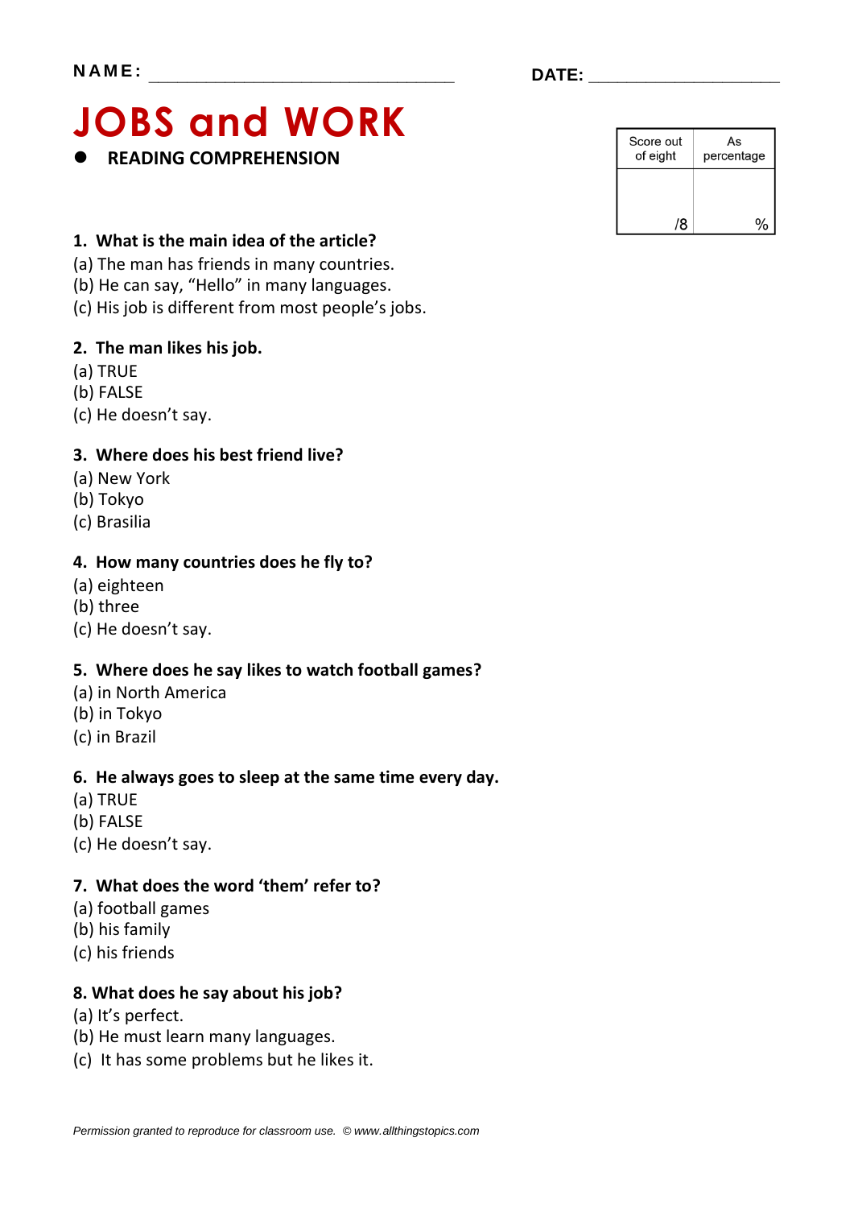NAME: ______________________________ DATE: ____________________

# JOBS and WORK

- **READING COMPREHENSION**

| Score out of eight | As percentage |
|---|---|
| /8 | % |

**1. What is the main idea of the article?**

(a) The man has friends in many countries.
(b) He can say, "Hello" in many languages.
(c) His job is different from most people's jobs.

**2. The man likes his job.**

(a) TRUE
(b) FALSE
(c) He doesn't say.

**3. Where does his best friend live?**

(a) New York
(b) Tokyo
(c) Brasilia

**4. How many countries does he fly to?**

(a) eighteen
(b) three
(c) He doesn't say.

**5. Where does he say likes to watch football games?**

(a) in North America
(b) in Tokyo
(c) in Brazil

**6. He always goes to sleep at the same time every day.**

(a) TRUE
(b) FALSE
(c) He doesn't say.

**7. What does the word 'them' refer to?**

(a) football games
(b) his family
(c) his friends

**8. What does he say about his job?**

(a) It's perfect.
(b) He must learn many languages.
(c) It has some problems but he likes it.

*Permission granted to reproduce for classroom use. © www.allthingstopics.com*